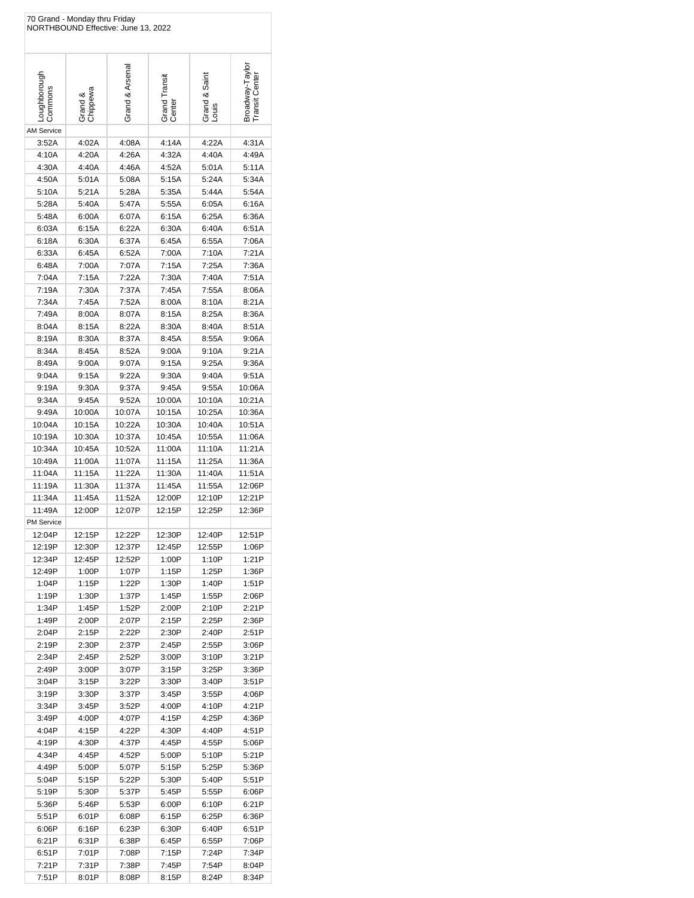70 Grand - Monday thru Friday
NORTHBOUND Effective: June 13, 2022

| Loughborough Commons | Grand & Chippewa | Grand & Arsenal | Grand Transit Center | Grand & Saint Louis | Broadway-Taylor Transit Center |
|---|---|---|---|---|---|
| AM Service | | | | | |
| 3:52A | 4:02A | 4:08A | 4:14A | 4:22A | 4:31A |
| 4:10A | 4:20A | 4:26A | 4:32A | 4:40A | 4:49A |
| 4:30A | 4:40A | 4:46A | 4:52A | 5:01A | 5:11A |
| 4:50A | 5:01A | 5:08A | 5:15A | 5:24A | 5:34A |
| 5:10A | 5:21A | 5:28A | 5:35A | 5:44A | 5:54A |
| 5:28A | 5:40A | 5:47A | 5:55A | 6:05A | 6:16A |
| 5:48A | 6:00A | 6:07A | 6:15A | 6:25A | 6:36A |
| 6:03A | 6:15A | 6:22A | 6:30A | 6:40A | 6:51A |
| 6:18A | 6:30A | 6:37A | 6:45A | 6:55A | 7:06A |
| 6:33A | 6:45A | 6:52A | 7:00A | 7:10A | 7:21A |
| 6:48A | 7:00A | 7:07A | 7:15A | 7:25A | 7:36A |
| 7:04A | 7:15A | 7:22A | 7:30A | 7:40A | 7:51A |
| 7:19A | 7:30A | 7:37A | 7:45A | 7:55A | 8:06A |
| 7:34A | 7:45A | 7:52A | 8:00A | 8:10A | 8:21A |
| 7:49A | 8:00A | 8:07A | 8:15A | 8:25A | 8:36A |
| 8:04A | 8:15A | 8:22A | 8:30A | 8:40A | 8:51A |
| 8:19A | 8:30A | 8:37A | 8:45A | 8:55A | 9:06A |
| 8:34A | 8:45A | 8:52A | 9:00A | 9:10A | 9:21A |
| 8:49A | 9:00A | 9:07A | 9:15A | 9:25A | 9:36A |
| 9:04A | 9:15A | 9:22A | 9:30A | 9:40A | 9:51A |
| 9:19A | 9:30A | 9:37A | 9:45A | 9:55A | 10:06A |
| 9:34A | 9:45A | 9:52A | 10:00A | 10:10A | 10:21A |
| 9:49A | 10:00A | 10:07A | 10:15A | 10:25A | 10:36A |
| 10:04A | 10:15A | 10:22A | 10:30A | 10:40A | 10:51A |
| 10:19A | 10:30A | 10:37A | 10:45A | 10:55A | 11:06A |
| 10:34A | 10:45A | 10:52A | 11:00A | 11:10A | 11:21A |
| 10:49A | 11:00A | 11:07A | 11:15A | 11:25A | 11:36A |
| 11:04A | 11:15A | 11:22A | 11:30A | 11:40A | 11:51A |
| 11:19A | 11:30A | 11:37A | 11:45A | 11:55A | 12:06P |
| 11:34A | 11:45A | 11:52A | 12:00P | 12:10P | 12:21P |
| 11:49A | 12:00P | 12:07P | 12:15P | 12:25P | 12:36P |
| PM Service | | | | | |
| 12:04P | 12:15P | 12:22P | 12:30P | 12:40P | 12:51P |
| 12:19P | 12:30P | 12:37P | 12:45P | 12:55P | 1:06P |
| 12:34P | 12:45P | 12:52P | 1:00P | 1:10P | 1:21P |
| 12:49P | 1:00P | 1:07P | 1:15P | 1:25P | 1:36P |
| 1:04P | 1:15P | 1:22P | 1:30P | 1:40P | 1:51P |
| 1:19P | 1:30P | 1:37P | 1:45P | 1:55P | 2:06P |
| 1:34P | 1:45P | 1:52P | 2:00P | 2:10P | 2:21P |
| 1:49P | 2:00P | 2:07P | 2:15P | 2:25P | 2:36P |
| 2:04P | 2:15P | 2:22P | 2:30P | 2:40P | 2:51P |
| 2:19P | 2:30P | 2:37P | 2:45P | 2:55P | 3:06P |
| 2:34P | 2:45P | 2:52P | 3:00P | 3:10P | 3:21P |
| 2:49P | 3:00P | 3:07P | 3:15P | 3:25P | 3:36P |
| 3:04P | 3:15P | 3:22P | 3:30P | 3:40P | 3:51P |
| 3:19P | 3:30P | 3:37P | 3:45P | 3:55P | 4:06P |
| 3:34P | 3:45P | 3:52P | 4:00P | 4:10P | 4:21P |
| 3:49P | 4:00P | 4:07P | 4:15P | 4:25P | 4:36P |
| 4:04P | 4:15P | 4:22P | 4:30P | 4:40P | 4:51P |
| 4:19P | 4:30P | 4:37P | 4:45P | 4:55P | 5:06P |
| 4:34P | 4:45P | 4:52P | 5:00P | 5:10P | 5:21P |
| 4:49P | 5:00P | 5:07P | 5:15P | 5:25P | 5:36P |
| 5:04P | 5:15P | 5:22P | 5:30P | 5:40P | 5:51P |
| 5:19P | 5:30P | 5:37P | 5:45P | 5:55P | 6:06P |
| 5:36P | 5:46P | 5:53P | 6:00P | 6:10P | 6:21P |
| 5:51P | 6:01P | 6:08P | 6:15P | 6:25P | 6:36P |
| 6:06P | 6:16P | 6:23P | 6:30P | 6:40P | 6:51P |
| 6:21P | 6:31P | 6:38P | 6:45P | 6:55P | 7:06P |
| 6:51P | 7:01P | 7:08P | 7:15P | 7:24P | 7:34P |
| 7:21P | 7:31P | 7:38P | 7:45P | 7:54P | 8:04P |
| 7:51P | 8:01P | 8:08P | 8:15P | 8:24P | 8:34P |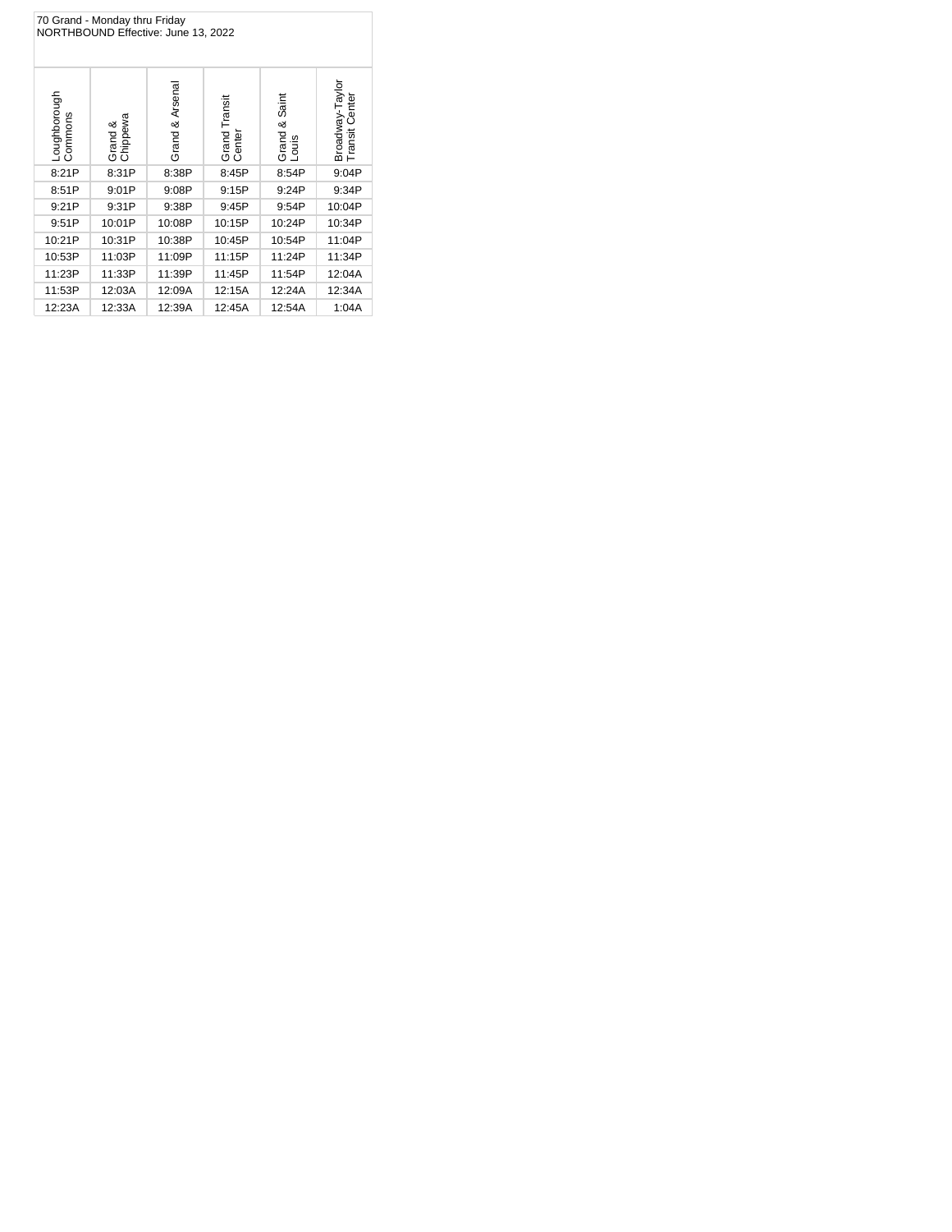70 Grand - Monday thru Friday
NORTHBOUND Effective: June 13, 2022

| Loughborough Commons | Grand & Chippewa | Grand & Arsenal | Grand Transit Center | Grand & Saint Louis | Broadway-Taylor Transit Center |
|---|---|---|---|---|---|
| 8:21P | 8:31P | 8:38P | 8:45P | 8:54P | 9:04P |
| 8:51P | 9:01P | 9:08P | 9:15P | 9:24P | 9:34P |
| 9:21P | 9:31P | 9:38P | 9:45P | 9:54P | 10:04P |
| 9:51P | 10:01P | 10:08P | 10:15P | 10:24P | 10:34P |
| 10:21P | 10:31P | 10:38P | 10:45P | 10:54P | 11:04P |
| 10:53P | 11:03P | 11:09P | 11:15P | 11:24P | 11:34P |
| 11:23P | 11:33P | 11:39P | 11:45P | 11:54P | 12:04A |
| 11:53P | 12:03A | 12:09A | 12:15A | 12:24A | 12:34A |
| 12:23A | 12:33A | 12:39A | 12:45A | 12:54A | 1:04A |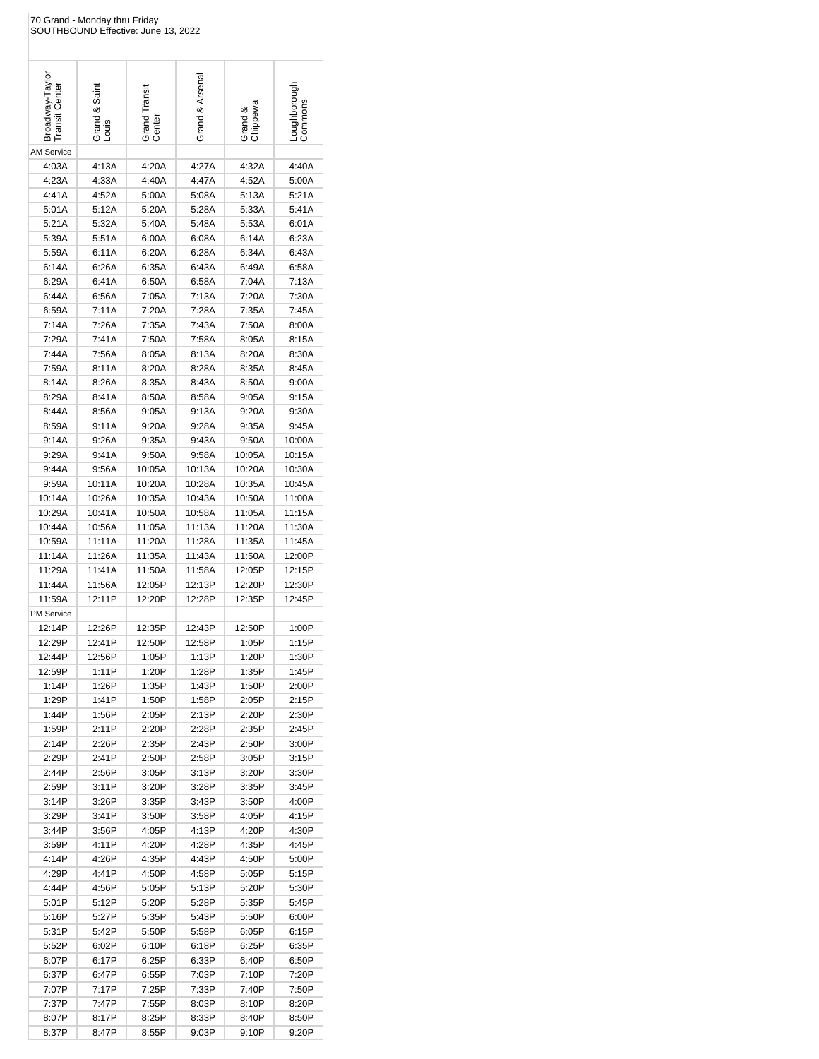70 Grand - Monday thru Friday
SOUTHBOUND Effective: June 13, 2022

| Broadway-Taylor Transit Center | Grand & Saint Louis | Grand Transit Center | Grand & Arsenal | Grand & Chippewa | Loughborough Commons |
|---|---|---|---|---|---|
| AM Service | | | | | |
| 4:03A | 4:13A | 4:20A | 4:27A | 4:32A | 4:40A |
| 4:23A | 4:33A | 4:40A | 4:47A | 4:52A | 5:00A |
| 4:41A | 4:52A | 5:00A | 5:08A | 5:13A | 5:21A |
| 5:01A | 5:12A | 5:20A | 5:28A | 5:33A | 5:41A |
| 5:21A | 5:32A | 5:40A | 5:48A | 5:53A | 6:01A |
| 5:39A | 5:51A | 6:00A | 6:08A | 6:14A | 6:23A |
| 5:59A | 6:11A | 6:20A | 6:28A | 6:34A | 6:43A |
| 6:14A | 6:26A | 6:35A | 6:43A | 6:49A | 6:58A |
| 6:29A | 6:41A | 6:50A | 6:58A | 7:04A | 7:13A |
| 6:44A | 6:56A | 7:05A | 7:13A | 7:20A | 7:30A |
| 6:59A | 7:11A | 7:20A | 7:28A | 7:35A | 7:45A |
| 7:14A | 7:26A | 7:35A | 7:43A | 7:50A | 8:00A |
| 7:29A | 7:41A | 7:50A | 7:58A | 8:05A | 8:15A |
| 7:44A | 7:56A | 8:05A | 8:13A | 8:20A | 8:30A |
| 7:59A | 8:11A | 8:20A | 8:28A | 8:35A | 8:45A |
| 8:14A | 8:26A | 8:35A | 8:43A | 8:50A | 9:00A |
| 8:29A | 8:41A | 8:50A | 8:58A | 9:05A | 9:15A |
| 8:44A | 8:56A | 9:05A | 9:13A | 9:20A | 9:30A |
| 8:59A | 9:11A | 9:20A | 9:28A | 9:35A | 9:45A |
| 9:14A | 9:26A | 9:35A | 9:43A | 9:50A | 10:00A |
| 9:29A | 9:41A | 9:50A | 9:58A | 10:05A | 10:15A |
| 9:44A | 9:56A | 10:05A | 10:13A | 10:20A | 10:30A |
| 9:59A | 10:11A | 10:20A | 10:28A | 10:35A | 10:45A |
| 10:14A | 10:26A | 10:35A | 10:43A | 10:50A | 11:00A |
| 10:29A | 10:41A | 10:50A | 10:58A | 11:05A | 11:15A |
| 10:44A | 10:56A | 11:05A | 11:13A | 11:20A | 11:30A |
| 10:59A | 11:11A | 11:20A | 11:28A | 11:35A | 11:45A |
| 11:14A | 11:26A | 11:35A | 11:43A | 11:50A | 12:00P |
| 11:29A | 11:41A | 11:50A | 11:58A | 12:05P | 12:15P |
| 11:44A | 11:56A | 12:05P | 12:13P | 12:20P | 12:30P |
| 11:59A | 12:11P | 12:20P | 12:28P | 12:35P | 12:45P |
| PM Service | | | | | |
| 12:14P | 12:26P | 12:35P | 12:43P | 12:50P | 1:00P |
| 12:29P | 12:41P | 12:50P | 12:58P | 1:05P | 1:15P |
| 12:44P | 12:56P | 1:05P | 1:13P | 1:20P | 1:30P |
| 12:59P | 1:11P | 1:20P | 1:28P | 1:35P | 1:45P |
| 1:14P | 1:26P | 1:35P | 1:43P | 1:50P | 2:00P |
| 1:29P | 1:41P | 1:50P | 1:58P | 2:05P | 2:15P |
| 1:44P | 1:56P | 2:05P | 2:13P | 2:20P | 2:30P |
| 1:59P | 2:11P | 2:20P | 2:28P | 2:35P | 2:45P |
| 2:14P | 2:26P | 2:35P | 2:43P | 2:50P | 3:00P |
| 2:29P | 2:41P | 2:50P | 2:58P | 3:05P | 3:15P |
| 2:44P | 2:56P | 3:05P | 3:13P | 3:20P | 3:30P |
| 2:59P | 3:11P | 3:20P | 3:28P | 3:35P | 3:45P |
| 3:14P | 3:26P | 3:35P | 3:43P | 3:50P | 4:00P |
| 3:29P | 3:41P | 3:50P | 3:58P | 4:05P | 4:15P |
| 3:44P | 3:56P | 4:05P | 4:13P | 4:20P | 4:30P |
| 3:59P | 4:11P | 4:20P | 4:28P | 4:35P | 4:45P |
| 4:14P | 4:26P | 4:35P | 4:43P | 4:50P | 5:00P |
| 4:29P | 4:41P | 4:50P | 4:58P | 5:05P | 5:15P |
| 4:44P | 4:56P | 5:05P | 5:13P | 5:20P | 5:30P |
| 5:01P | 5:12P | 5:20P | 5:28P | 5:35P | 5:45P |
| 5:16P | 5:27P | 5:35P | 5:43P | 5:50P | 6:00P |
| 5:31P | 5:42P | 5:50P | 5:58P | 6:05P | 6:15P |
| 5:52P | 6:02P | 6:10P | 6:18P | 6:25P | 6:35P |
| 6:07P | 6:17P | 6:25P | 6:33P | 6:40P | 6:50P |
| 6:37P | 6:47P | 6:55P | 7:03P | 7:10P | 7:20P |
| 7:07P | 7:17P | 7:25P | 7:33P | 7:40P | 7:50P |
| 7:37P | 7:47P | 7:55P | 8:03P | 8:10P | 8:20P |
| 8:07P | 8:17P | 8:25P | 8:33P | 8:40P | 8:50P |
| 8:37P | 8:47P | 8:55P | 9:03P | 9:10P | 9:20P |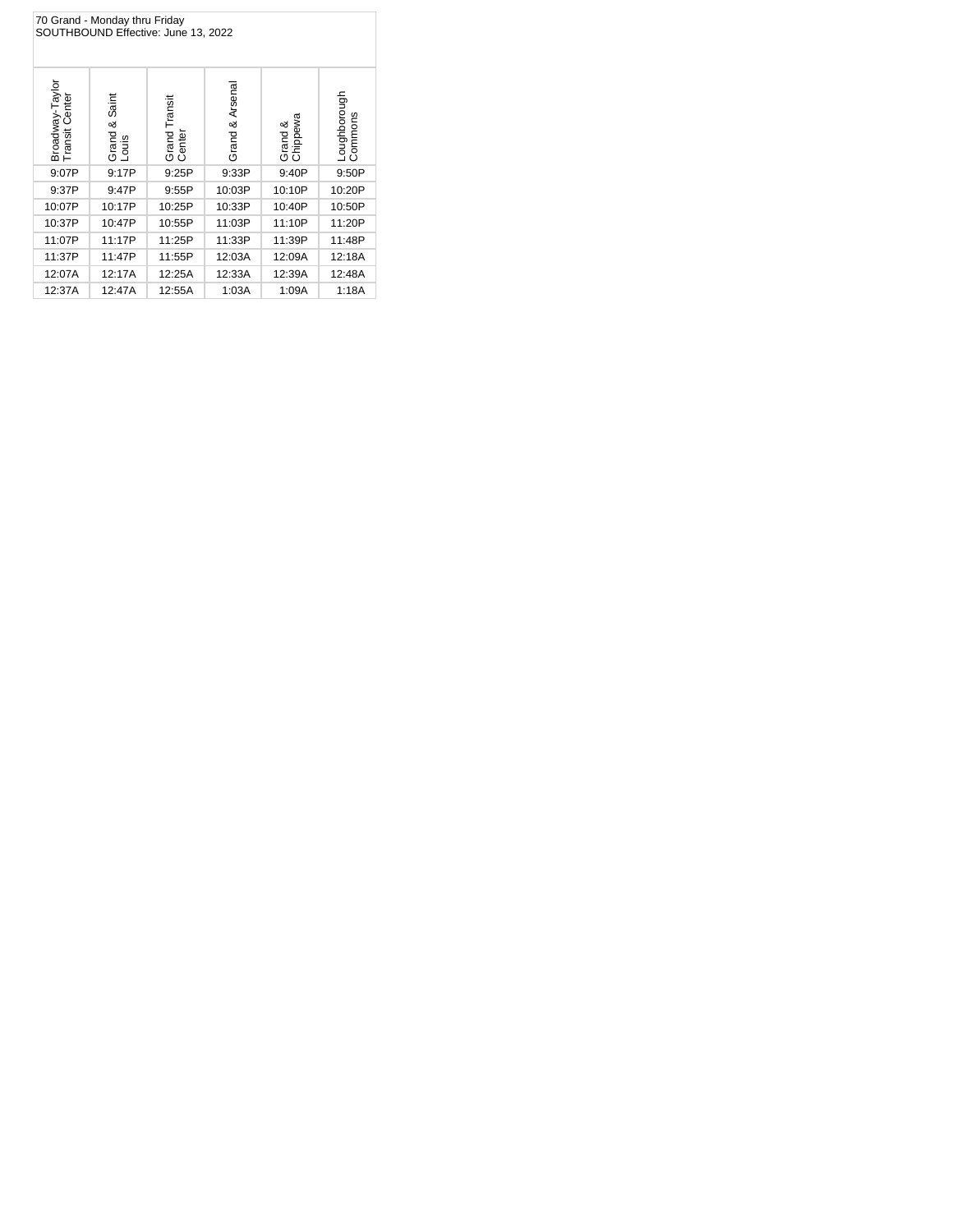70 Grand - Monday thru Friday
SOUTHBOUND Effective: June 13, 2022

| Broadway-Taylor Transit Center | Grand & Saint Louis | Grand Transit Center | Grand & Arsenal | Grand & Chippewa | Loughborough Commons |
|---|---|---|---|---|---|
| 9:07P | 9:17P | 9:25P | 9:33P | 9:40P | 9:50P |
| 9:37P | 9:47P | 9:55P | 10:03P | 10:10P | 10:20P |
| 10:07P | 10:17P | 10:25P | 10:33P | 10:40P | 10:50P |
| 10:37P | 10:47P | 10:55P | 11:03P | 11:10P | 11:20P |
| 11:07P | 11:17P | 11:25P | 11:33P | 11:39P | 11:48P |
| 11:37P | 11:47P | 11:55P | 12:03A | 12:09A | 12:18A |
| 12:07A | 12:17A | 12:25A | 12:33A | 12:39A | 12:48A |
| 12:37A | 12:47A | 12:55A | 1:03A | 1:09A | 1:18A |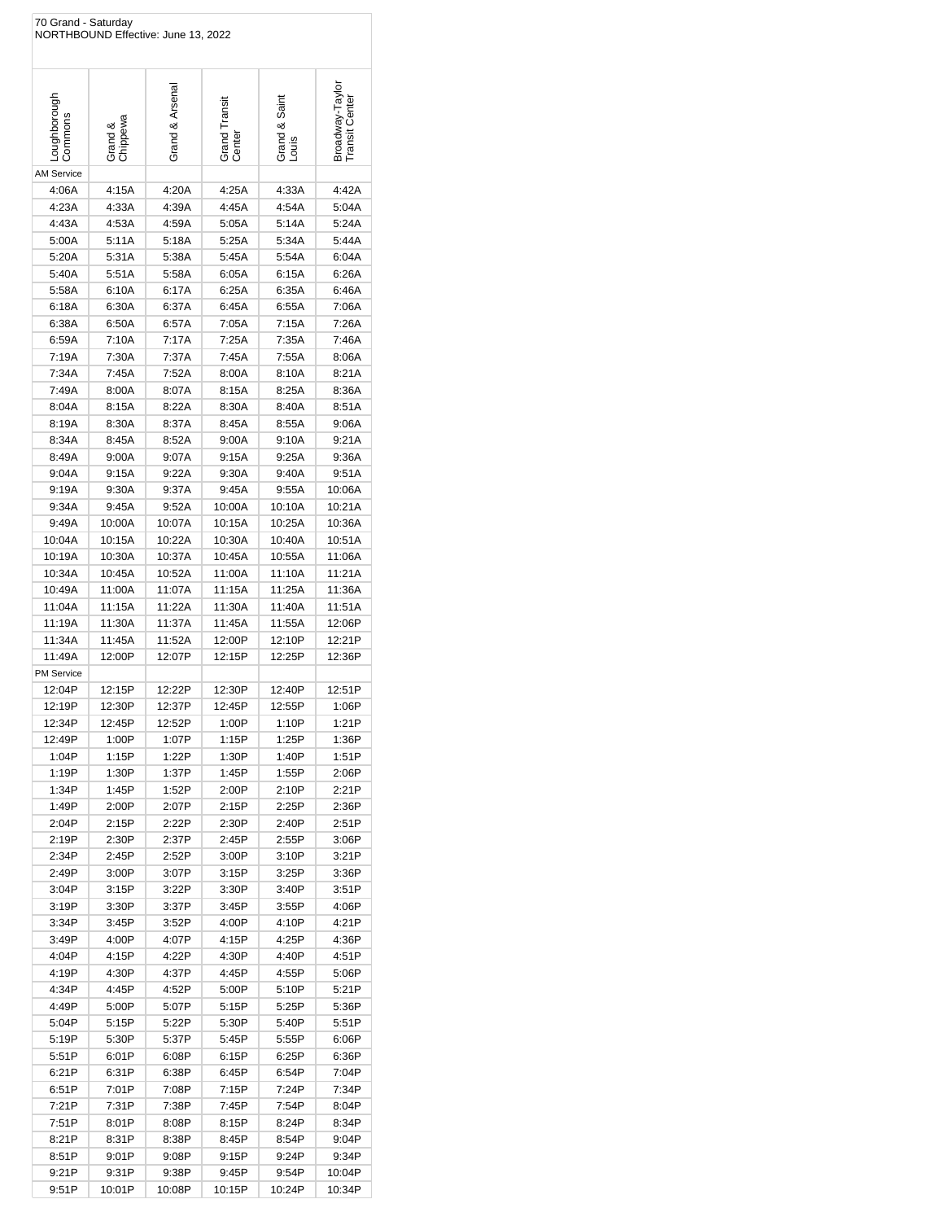70 Grand - Saturday
NORTHBOUND Effective: June 13, 2022

| Loughborough Commons | Grand & Chippewa | Grand & Arsenal | Grand Transit Center | Grand & Saint Louis | Broadway-Taylor Transit Center |
|---|---|---|---|---|---|
| AM Service | | | | | |
| 4:06A | 4:15A | 4:20A | 4:25A | 4:33A | 4:42A |
| 4:23A | 4:33A | 4:39A | 4:45A | 4:54A | 5:04A |
| 4:43A | 4:53A | 4:59A | 5:05A | 5:14A | 5:24A |
| 5:00A | 5:11A | 5:18A | 5:25A | 5:34A | 5:44A |
| 5:20A | 5:31A | 5:38A | 5:45A | 5:54A | 6:04A |
| 5:40A | 5:51A | 5:58A | 6:05A | 6:15A | 6:26A |
| 5:58A | 6:10A | 6:17A | 6:25A | 6:35A | 6:46A |
| 6:18A | 6:30A | 6:37A | 6:45A | 6:55A | 7:06A |
| 6:38A | 6:50A | 6:57A | 7:05A | 7:15A | 7:26A |
| 6:59A | 7:10A | 7:17A | 7:25A | 7:35A | 7:46A |
| 7:19A | 7:30A | 7:37A | 7:45A | 7:55A | 8:06A |
| 7:34A | 7:45A | 7:52A | 8:00A | 8:10A | 8:21A |
| 7:49A | 8:00A | 8:07A | 8:15A | 8:25A | 8:36A |
| 8:04A | 8:15A | 8:22A | 8:30A | 8:40A | 8:51A |
| 8:19A | 8:30A | 8:37A | 8:45A | 8:55A | 9:06A |
| 8:34A | 8:45A | 8:52A | 9:00A | 9:10A | 9:21A |
| 8:49A | 9:00A | 9:07A | 9:15A | 9:25A | 9:36A |
| 9:04A | 9:15A | 9:22A | 9:30A | 9:40A | 9:51A |
| 9:19A | 9:30A | 9:37A | 9:45A | 9:55A | 10:06A |
| 9:34A | 9:45A | 9:52A | 10:00A | 10:10A | 10:21A |
| 9:49A | 10:00A | 10:07A | 10:15A | 10:25A | 10:36A |
| 10:04A | 10:15A | 10:22A | 10:30A | 10:40A | 10:51A |
| 10:19A | 10:30A | 10:37A | 10:45A | 10:55A | 11:06A |
| 10:34A | 10:45A | 10:52A | 11:00A | 11:10A | 11:21A |
| 10:49A | 11:00A | 11:07A | 11:15A | 11:25A | 11:36A |
| 11:04A | 11:15A | 11:22A | 11:30A | 11:40A | 11:51A |
| 11:19A | 11:30A | 11:37A | 11:45A | 11:55A | 12:06P |
| 11:34A | 11:45A | 11:52A | 12:00P | 12:10P | 12:21P |
| 11:49A | 12:00P | 12:07P | 12:15P | 12:25P | 12:36P |
| PM Service | | | | | |
| 12:04P | 12:15P | 12:22P | 12:30P | 12:40P | 12:51P |
| 12:19P | 12:30P | 12:37P | 12:45P | 12:55P | 1:06P |
| 12:34P | 12:45P | 12:52P | 1:00P | 1:10P | 1:21P |
| 12:49P | 1:00P | 1:07P | 1:15P | 1:25P | 1:36P |
| 1:04P | 1:15P | 1:22P | 1:30P | 1:40P | 1:51P |
| 1:19P | 1:30P | 1:37P | 1:45P | 1:55P | 2:06P |
| 1:34P | 1:45P | 1:52P | 2:00P | 2:10P | 2:21P |
| 1:49P | 2:00P | 2:07P | 2:15P | 2:25P | 2:36P |
| 2:04P | 2:15P | 2:22P | 2:30P | 2:40P | 2:51P |
| 2:19P | 2:30P | 2:37P | 2:45P | 2:55P | 3:06P |
| 2:34P | 2:45P | 2:52P | 3:00P | 3:10P | 3:21P |
| 2:49P | 3:00P | 3:07P | 3:15P | 3:25P | 3:36P |
| 3:04P | 3:15P | 3:22P | 3:30P | 3:40P | 3:51P |
| 3:19P | 3:30P | 3:37P | 3:45P | 3:55P | 4:06P |
| 3:34P | 3:45P | 3:52P | 4:00P | 4:10P | 4:21P |
| 3:49P | 4:00P | 4:07P | 4:15P | 4:25P | 4:36P |
| 4:04P | 4:15P | 4:22P | 4:30P | 4:40P | 4:51P |
| 4:19P | 4:30P | 4:37P | 4:45P | 4:55P | 5:06P |
| 4:34P | 4:45P | 4:52P | 5:00P | 5:10P | 5:21P |
| 4:49P | 5:00P | 5:07P | 5:15P | 5:25P | 5:36P |
| 5:04P | 5:15P | 5:22P | 5:30P | 5:40P | 5:51P |
| 5:19P | 5:30P | 5:37P | 5:45P | 5:55P | 6:06P |
| 5:51P | 6:01P | 6:08P | 6:15P | 6:25P | 6:36P |
| 6:21P | 6:31P | 6:38P | 6:45P | 6:54P | 7:04P |
| 6:51P | 7:01P | 7:08P | 7:15P | 7:24P | 7:34P |
| 7:21P | 7:31P | 7:38P | 7:45P | 7:54P | 8:04P |
| 7:51P | 8:01P | 8:08P | 8:15P | 8:24P | 8:34P |
| 8:21P | 8:31P | 8:38P | 8:45P | 8:54P | 9:04P |
| 8:51P | 9:01P | 9:08P | 9:15P | 9:24P | 9:34P |
| 9:21P | 9:31P | 9:38P | 9:45P | 9:54P | 10:04P |
| 9:51P | 10:01P | 10:08P | 10:15P | 10:24P | 10:34P |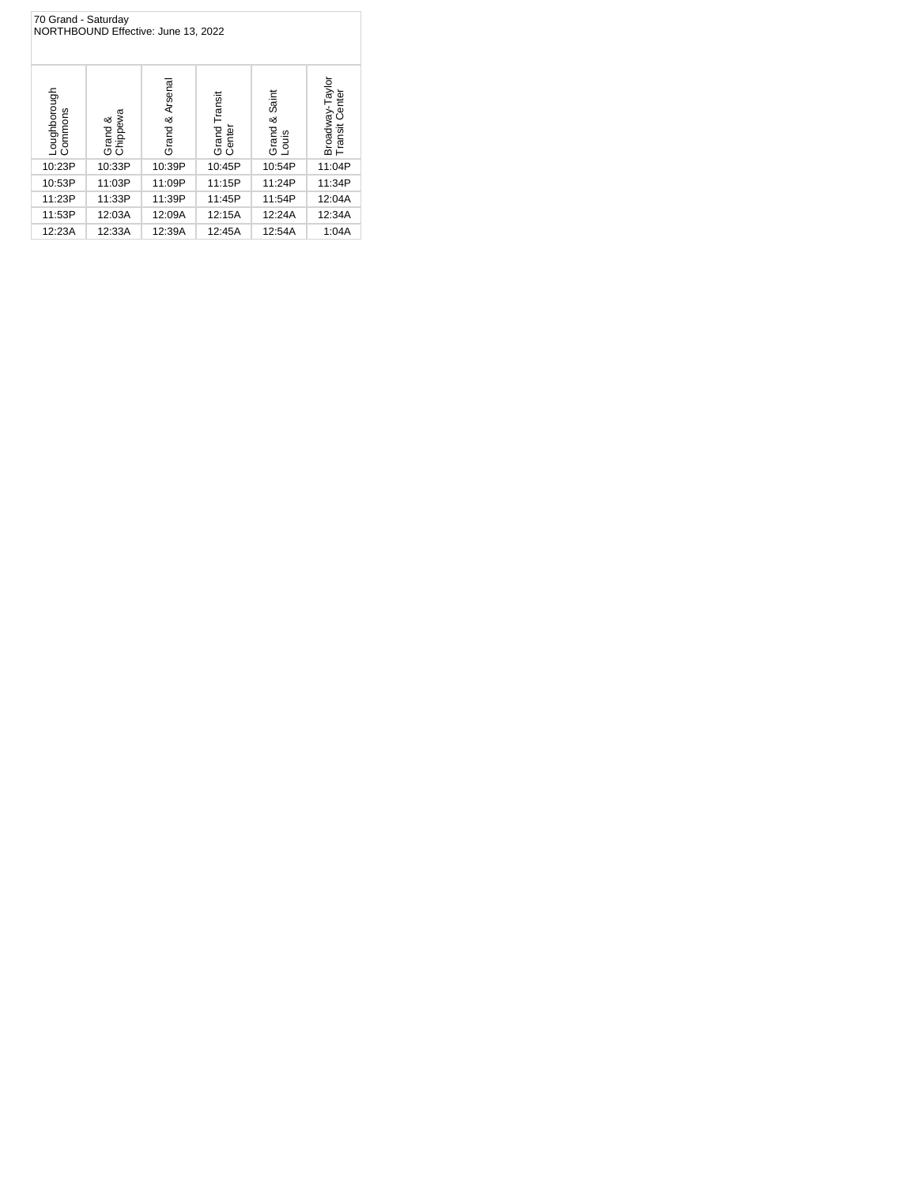70 Grand - Saturday
NORTHBOUND Effective: June 13, 2022

| Loughborough Commons | Grand & Chippewa | Grand & Arsenal | Grand Transit Center | Grand & Saint Louis | Broadway-Taylor Transit Center |
| --- | --- | --- | --- | --- | --- |
| 10:23P | 10:33P | 10:39P | 10:45P | 10:54P | 11:04P |
| 10:53P | 11:03P | 11:09P | 11:15P | 11:24P | 11:34P |
| 11:23P | 11:33P | 11:39P | 11:45P | 11:54P | 12:04A |
| 11:53P | 12:03A | 12:09A | 12:15A | 12:24A | 12:34A |
| 12:23A | 12:33A | 12:39A | 12:45A | 12:54A | 1:04A |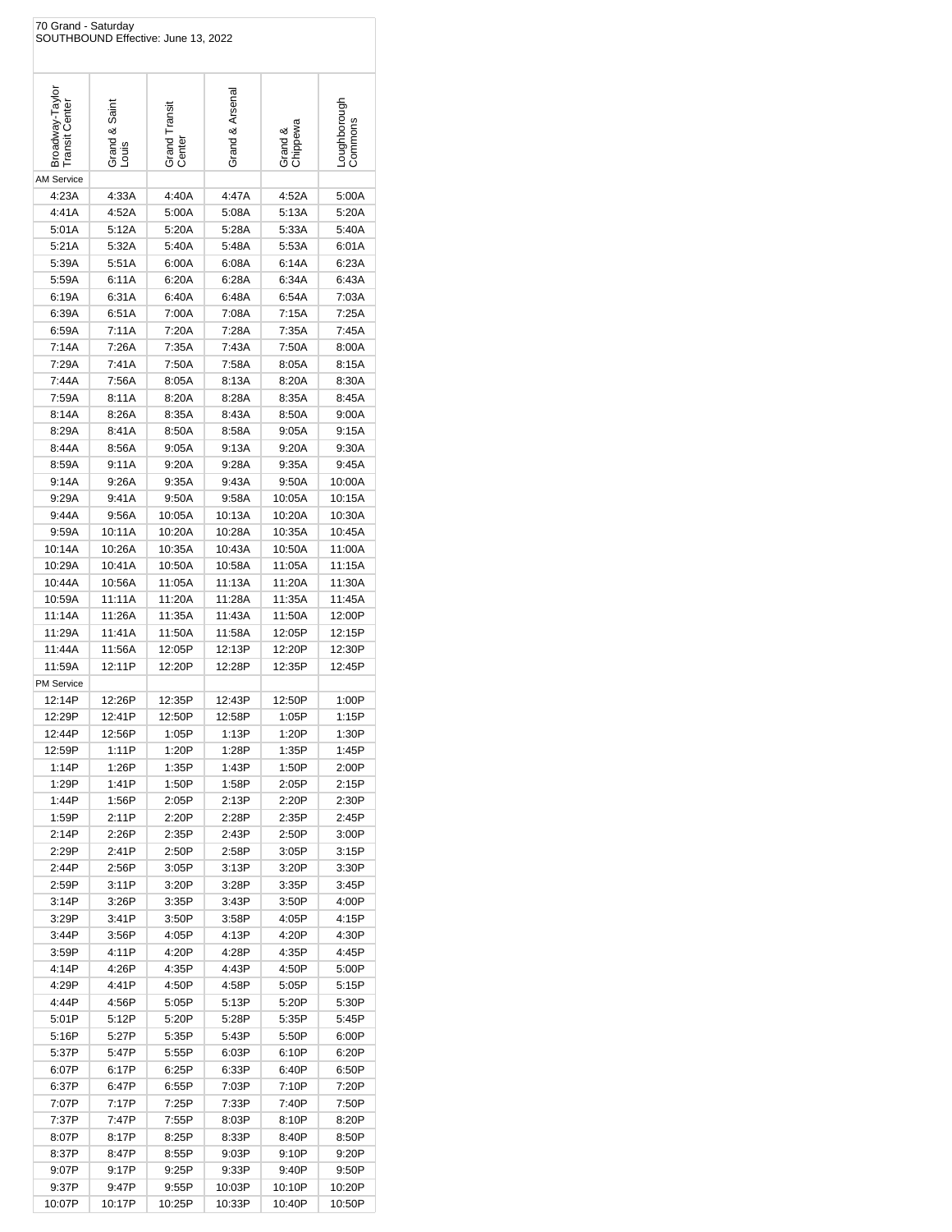70 Grand - Saturday
SOUTHBOUND Effective: June 13, 2022

| Broadway-Taylor Transit Center | Grand & Saint Louis | Grand Transit Center | Grand & Arsenal | Grand & Chippewa | Loughborough Commons |
|---|---|---|---|---|---|
| AM Service | | | | | |
| 4:23A | 4:33A | 4:40A | 4:47A | 4:52A | 5:00A |
| 4:41A | 4:52A | 5:00A | 5:08A | 5:13A | 5:20A |
| 5:01A | 5:12A | 5:20A | 5:28A | 5:33A | 5:40A |
| 5:21A | 5:32A | 5:40A | 5:48A | 5:53A | 6:01A |
| 5:39A | 5:51A | 6:00A | 6:08A | 6:14A | 6:23A |
| 5:59A | 6:11A | 6:20A | 6:28A | 6:34A | 6:43A |
| 6:19A | 6:31A | 6:40A | 6:48A | 6:54A | 7:03A |
| 6:39A | 6:51A | 7:00A | 7:08A | 7:15A | 7:25A |
| 6:59A | 7:11A | 7:20A | 7:28A | 7:35A | 7:45A |
| 7:14A | 7:26A | 7:35A | 7:43A | 7:50A | 8:00A |
| 7:29A | 7:41A | 7:50A | 7:58A | 8:05A | 8:15A |
| 7:44A | 7:56A | 8:05A | 8:13A | 8:20A | 8:30A |
| 7:59A | 8:11A | 8:20A | 8:28A | 8:35A | 8:45A |
| 8:14A | 8:26A | 8:35A | 8:43A | 8:50A | 9:00A |
| 8:29A | 8:41A | 8:50A | 8:58A | 9:05A | 9:15A |
| 8:44A | 8:56A | 9:05A | 9:13A | 9:20A | 9:30A |
| 8:59A | 9:11A | 9:20A | 9:28A | 9:35A | 9:45A |
| 9:14A | 9:26A | 9:35A | 9:43A | 9:50A | 10:00A |
| 9:29A | 9:41A | 9:50A | 9:58A | 10:05A | 10:15A |
| 9:44A | 9:56A | 10:05A | 10:13A | 10:20A | 10:30A |
| 9:59A | 10:11A | 10:20A | 10:28A | 10:35A | 10:45A |
| 10:14A | 10:26A | 10:35A | 10:43A | 10:50A | 11:00A |
| 10:29A | 10:41A | 10:50A | 10:58A | 11:05A | 11:15A |
| 10:44A | 10:56A | 11:05A | 11:13A | 11:20A | 11:30A |
| 10:59A | 11:11A | 11:20A | 11:28A | 11:35A | 11:45A |
| 11:14A | 11:26A | 11:35A | 11:43A | 11:50A | 12:00P |
| 11:29A | 11:41A | 11:50A | 11:58A | 12:05P | 12:15P |
| 11:44A | 11:56A | 12:05P | 12:13P | 12:20P | 12:30P |
| 11:59A | 12:11P | 12:20P | 12:28P | 12:35P | 12:45P |
| PM Service | | | | | |
| 12:14P | 12:26P | 12:35P | 12:43P | 12:50P | 1:00P |
| 12:29P | 12:41P | 12:50P | 12:58P | 1:05P | 1:15P |
| 12:44P | 12:56P | 1:05P | 1:13P | 1:20P | 1:30P |
| 12:59P | 1:11P | 1:20P | 1:28P | 1:35P | 1:45P |
| 1:14P | 1:26P | 1:35P | 1:43P | 1:50P | 2:00P |
| 1:29P | 1:41P | 1:50P | 1:58P | 2:05P | 2:15P |
| 1:44P | 1:56P | 2:05P | 2:13P | 2:20P | 2:30P |
| 1:59P | 2:11P | 2:20P | 2:28P | 2:35P | 2:45P |
| 2:14P | 2:26P | 2:35P | 2:43P | 2:50P | 3:00P |
| 2:29P | 2:41P | 2:50P | 2:58P | 3:05P | 3:15P |
| 2:44P | 2:56P | 3:05P | 3:13P | 3:20P | 3:30P |
| 2:59P | 3:11P | 3:20P | 3:28P | 3:35P | 3:45P |
| 3:14P | 3:26P | 3:35P | 3:43P | 3:50P | 4:00P |
| 3:29P | 3:41P | 3:50P | 3:58P | 4:05P | 4:15P |
| 3:44P | 3:56P | 4:05P | 4:13P | 4:20P | 4:30P |
| 3:59P | 4:11P | 4:20P | 4:28P | 4:35P | 4:45P |
| 4:14P | 4:26P | 4:35P | 4:43P | 4:50P | 5:00P |
| 4:29P | 4:41P | 4:50P | 4:58P | 5:05P | 5:15P |
| 4:44P | 4:56P | 5:05P | 5:13P | 5:20P | 5:30P |
| 5:01P | 5:12P | 5:20P | 5:28P | 5:35P | 5:45P |
| 5:16P | 5:27P | 5:35P | 5:43P | 5:50P | 6:00P |
| 5:37P | 5:47P | 5:55P | 6:03P | 6:10P | 6:20P |
| 6:07P | 6:17P | 6:25P | 6:33P | 6:40P | 6:50P |
| 6:37P | 6:47P | 6:55P | 7:03P | 7:10P | 7:20P |
| 7:07P | 7:17P | 7:25P | 7:33P | 7:40P | 7:50P |
| 7:37P | 7:47P | 7:55P | 8:03P | 8:10P | 8:20P |
| 8:07P | 8:17P | 8:25P | 8:33P | 8:40P | 8:50P |
| 8:37P | 8:47P | 8:55P | 9:03P | 9:10P | 9:20P |
| 9:07P | 9:17P | 9:25P | 9:33P | 9:40P | 9:50P |
| 9:37P | 9:47P | 9:55P | 10:03P | 10:10P | 10:20P |
| 10:07P | 10:17P | 10:25P | 10:33P | 10:40P | 10:50P |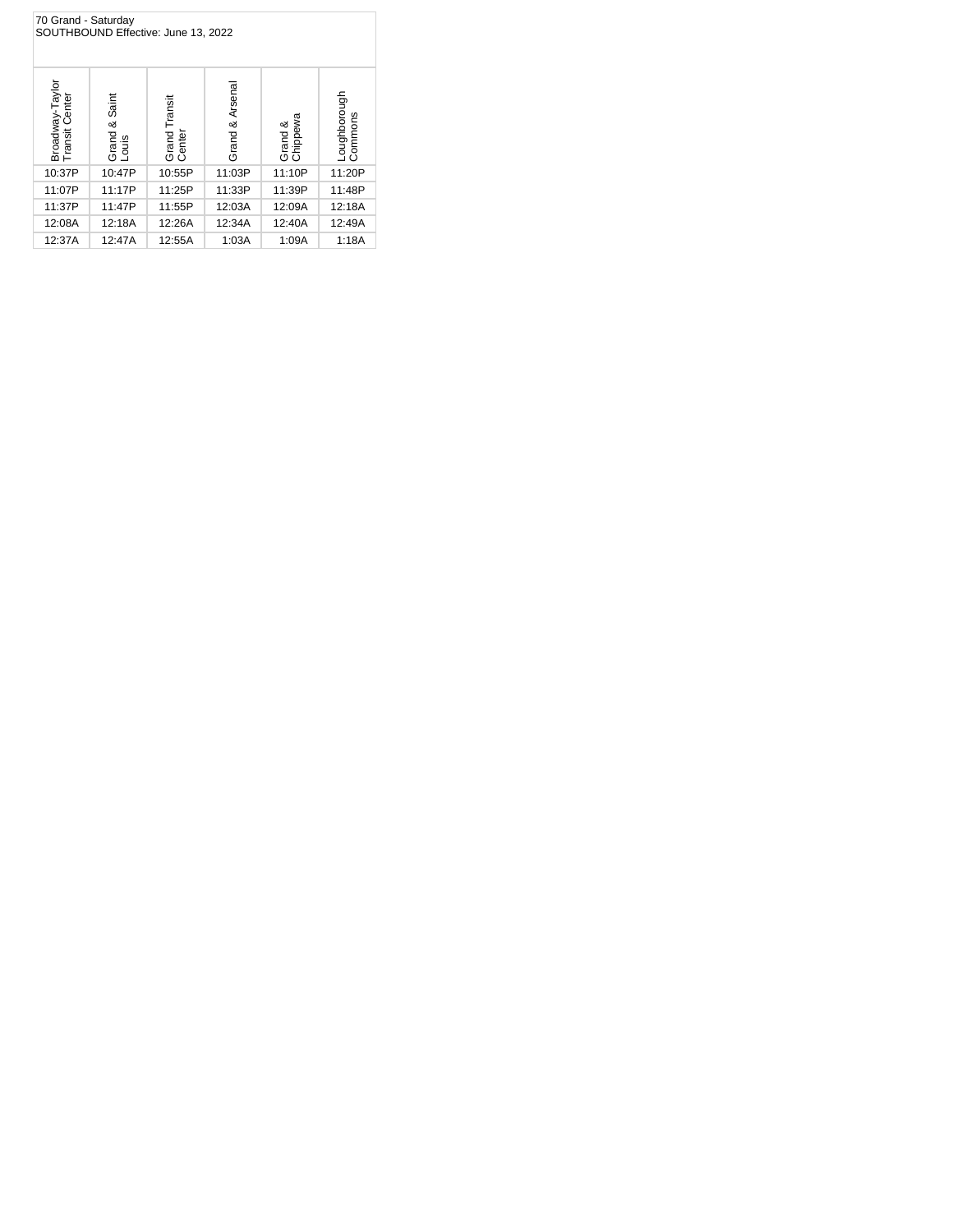70 Grand - Saturday
SOUTHBOUND Effective: June 13, 2022

| Broadway-Taylor Transit Center | Grand & Saint Louis | Grand Transit Center | Grand & Arsenal | Grand & Chippewa | Loughborough Commons |
|---|---|---|---|---|---|
| 10:37P | 10:47P | 10:55P | 11:03P | 11:10P | 11:20P |
| 11:07P | 11:17P | 11:25P | 11:33P | 11:39P | 11:48P |
| 11:37P | 11:47P | 11:55P | 12:03A | 12:09A | 12:18A |
| 12:08A | 12:18A | 12:26A | 12:34A | 12:40A | 12:49A |
| 12:37A | 12:47A | 12:55A | 1:03A | 1:09A | 1:18A |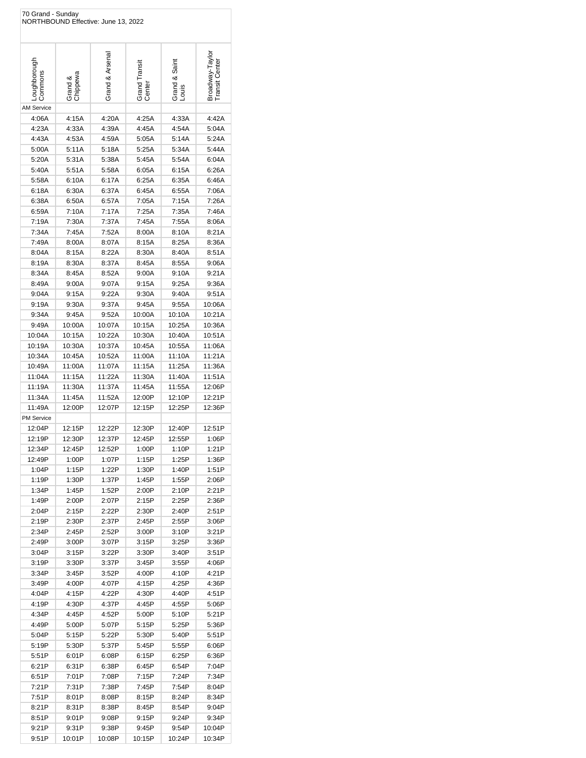70 Grand - Sunday
NORTHBOUND Effective: June 13, 2022

| Loughborough Commons | Grand & Chippewa | Grand & Arsenal | Grand Transit Center | Grand & Saint Louis | Broadway-Taylor Transit Center |
|---|---|---|---|---|---|
| AM Service | | | | | |
| 4:06A | 4:15A | 4:20A | 4:25A | 4:33A | 4:42A |
| 4:23A | 4:33A | 4:39A | 4:45A | 4:54A | 5:04A |
| 4:43A | 4:53A | 4:59A | 5:05A | 5:14A | 5:24A |
| 5:00A | 5:11A | 5:18A | 5:25A | 5:34A | 5:44A |
| 5:20A | 5:31A | 5:38A | 5:45A | 5:54A | 6:04A |
| 5:40A | 5:51A | 5:58A | 6:05A | 6:15A | 6:26A |
| 5:58A | 6:10A | 6:17A | 6:25A | 6:35A | 6:46A |
| 6:18A | 6:30A | 6:37A | 6:45A | 6:55A | 7:06A |
| 6:38A | 6:50A | 6:57A | 7:05A | 7:15A | 7:26A |
| 6:59A | 7:10A | 7:17A | 7:25A | 7:35A | 7:46A |
| 7:19A | 7:30A | 7:37A | 7:45A | 7:55A | 8:06A |
| 7:34A | 7:45A | 7:52A | 8:00A | 8:10A | 8:21A |
| 7:49A | 8:00A | 8:07A | 8:15A | 8:25A | 8:36A |
| 8:04A | 8:15A | 8:22A | 8:30A | 8:40A | 8:51A |
| 8:19A | 8:30A | 8:37A | 8:45A | 8:55A | 9:06A |
| 8:34A | 8:45A | 8:52A | 9:00A | 9:10A | 9:21A |
| 8:49A | 9:00A | 9:07A | 9:15A | 9:25A | 9:36A |
| 9:04A | 9:15A | 9:22A | 9:30A | 9:40A | 9:51A |
| 9:19A | 9:30A | 9:37A | 9:45A | 9:55A | 10:06A |
| 9:34A | 9:45A | 9:52A | 10:00A | 10:10A | 10:21A |
| 9:49A | 10:00A | 10:07A | 10:15A | 10:25A | 10:36A |
| 10:04A | 10:15A | 10:22A | 10:30A | 10:40A | 10:51A |
| 10:19A | 10:30A | 10:37A | 10:45A | 10:55A | 11:06A |
| 10:34A | 10:45A | 10:52A | 11:00A | 11:10A | 11:21A |
| 10:49A | 11:00A | 11:07A | 11:15A | 11:25A | 11:36A |
| 11:04A | 11:15A | 11:22A | 11:30A | 11:40A | 11:51A |
| 11:19A | 11:30A | 11:37A | 11:45A | 11:55A | 12:06P |
| 11:34A | 11:45A | 11:52A | 12:00P | 12:10P | 12:21P |
| 11:49A | 12:00P | 12:07P | 12:15P | 12:25P | 12:36P |
| PM Service | | | | | |
| 12:04P | 12:15P | 12:22P | 12:30P | 12:40P | 12:51P |
| 12:19P | 12:30P | 12:37P | 12:45P | 12:55P | 1:06P |
| 12:34P | 12:45P | 12:52P | 1:00P | 1:10P | 1:21P |
| 12:49P | 1:00P | 1:07P | 1:15P | 1:25P | 1:36P |
| 1:04P | 1:15P | 1:22P | 1:30P | 1:40P | 1:51P |
| 1:19P | 1:30P | 1:37P | 1:45P | 1:55P | 2:06P |
| 1:34P | 1:45P | 1:52P | 2:00P | 2:10P | 2:21P |
| 1:49P | 2:00P | 2:07P | 2:15P | 2:25P | 2:36P |
| 2:04P | 2:15P | 2:22P | 2:30P | 2:40P | 2:51P |
| 2:19P | 2:30P | 2:37P | 2:45P | 2:55P | 3:06P |
| 2:34P | 2:45P | 2:52P | 3:00P | 3:10P | 3:21P |
| 2:49P | 3:00P | 3:07P | 3:15P | 3:25P | 3:36P |
| 3:04P | 3:15P | 3:22P | 3:30P | 3:40P | 3:51P |
| 3:19P | 3:30P | 3:37P | 3:45P | 3:55P | 4:06P |
| 3:34P | 3:45P | 3:52P | 4:00P | 4:10P | 4:21P |
| 3:49P | 4:00P | 4:07P | 4:15P | 4:25P | 4:36P |
| 4:04P | 4:15P | 4:22P | 4:30P | 4:40P | 4:51P |
| 4:19P | 4:30P | 4:37P | 4:45P | 4:55P | 5:06P |
| 4:34P | 4:45P | 4:52P | 5:00P | 5:10P | 5:21P |
| 4:49P | 5:00P | 5:07P | 5:15P | 5:25P | 5:36P |
| 5:04P | 5:15P | 5:22P | 5:30P | 5:40P | 5:51P |
| 5:19P | 5:30P | 5:37P | 5:45P | 5:55P | 6:06P |
| 5:51P | 6:01P | 6:08P | 6:15P | 6:25P | 6:36P |
| 6:21P | 6:31P | 6:38P | 6:45P | 6:54P | 7:04P |
| 6:51P | 7:01P | 7:08P | 7:15P | 7:24P | 7:34P |
| 7:21P | 7:31P | 7:38P | 7:45P | 7:54P | 8:04P |
| 7:51P | 8:01P | 8:08P | 8:15P | 8:24P | 8:34P |
| 8:21P | 8:31P | 8:38P | 8:45P | 8:54P | 9:04P |
| 8:51P | 9:01P | 9:08P | 9:15P | 9:24P | 9:34P |
| 9:21P | 9:31P | 9:38P | 9:45P | 9:54P | 10:04P |
| 9:51P | 10:01P | 10:08P | 10:15P | 10:24P | 10:34P |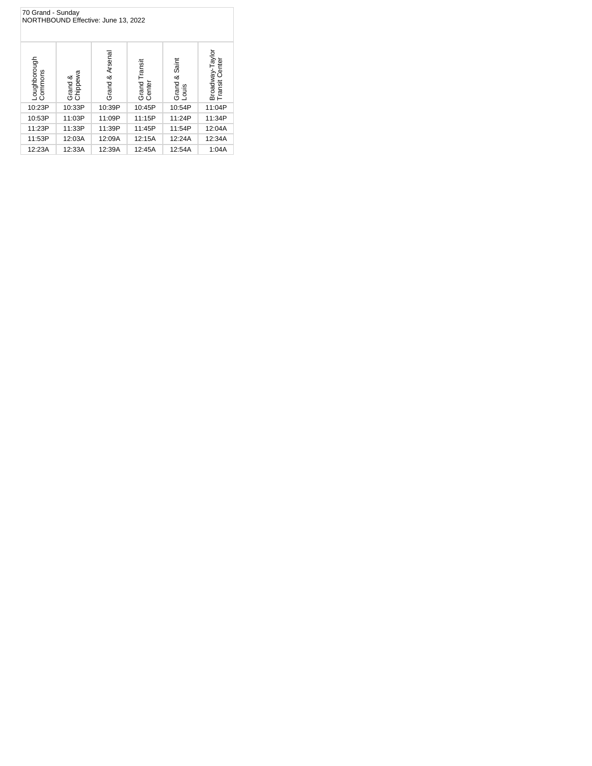70 Grand - Sunday
NORTHBOUND Effective: June 13, 2022

| Loughborough Commons | Grand & Chippewa | Grand & Arsenal | Grand Transit Center | Grand & Saint Louis | Broadway-Taylor Transit Center |
|---|---|---|---|---|---|
| 10:23P | 10:33P | 10:39P | 10:45P | 10:54P | 11:04P |
| 10:53P | 11:03P | 11:09P | 11:15P | 11:24P | 11:34P |
| 11:23P | 11:33P | 11:39P | 11:45P | 11:54P | 12:04A |
| 11:53P | 12:03A | 12:09A | 12:15A | 12:24A | 12:34A |
| 12:23A | 12:33A | 12:39A | 12:45A | 12:54A | 1:04A |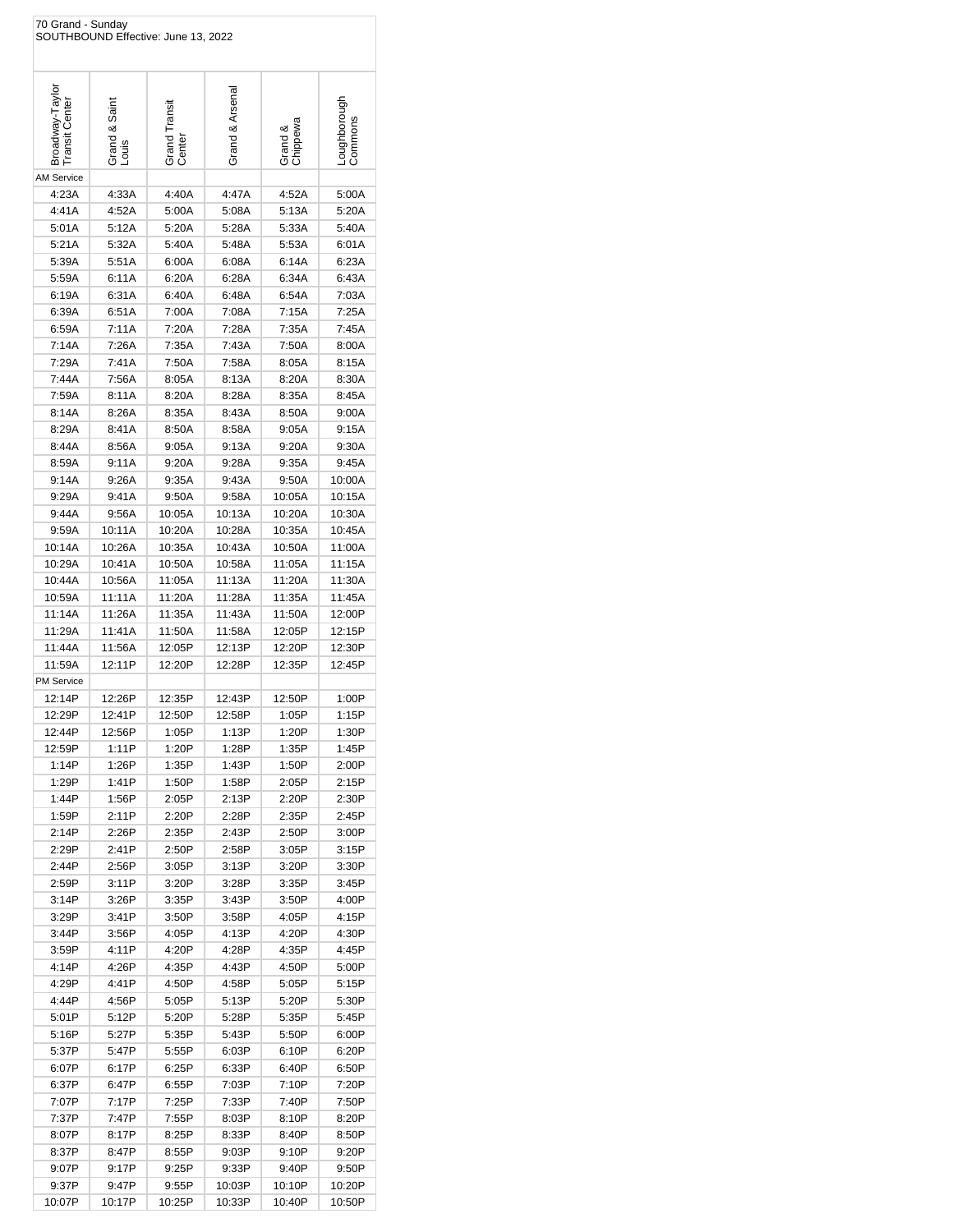70 Grand - Sunday
SOUTHBOUND Effective: June 13, 2022

| Broadway-Taylor Transit Center | Grand & Saint Louis | Grand Transit Center | Grand & Arsenal | Grand & Chippewa | Loughborough Commons |
|---|---|---|---|---|---|
| AM Service | | | | | |
| 4:23A | 4:33A | 4:40A | 4:47A | 4:52A | 5:00A |
| 4:41A | 4:52A | 5:00A | 5:08A | 5:13A | 5:20A |
| 5:01A | 5:12A | 5:20A | 5:28A | 5:33A | 5:40A |
| 5:21A | 5:32A | 5:40A | 5:48A | 5:53A | 6:01A |
| 5:39A | 5:51A | 6:00A | 6:08A | 6:14A | 6:23A |
| 5:59A | 6:11A | 6:20A | 6:28A | 6:34A | 6:43A |
| 6:19A | 6:31A | 6:40A | 6:48A | 6:54A | 7:03A |
| 6:39A | 6:51A | 7:00A | 7:08A | 7:15A | 7:25A |
| 6:59A | 7:11A | 7:20A | 7:28A | 7:35A | 7:45A |
| 7:14A | 7:26A | 7:35A | 7:43A | 7:50A | 8:00A |
| 7:29A | 7:41A | 7:50A | 7:58A | 8:05A | 8:15A |
| 7:44A | 7:56A | 8:05A | 8:13A | 8:20A | 8:30A |
| 7:59A | 8:11A | 8:20A | 8:28A | 8:35A | 8:45A |
| 8:14A | 8:26A | 8:35A | 8:43A | 8:50A | 9:00A |
| 8:29A | 8:41A | 8:50A | 8:58A | 9:05A | 9:15A |
| 8:44A | 8:56A | 9:05A | 9:13A | 9:20A | 9:30A |
| 8:59A | 9:11A | 9:20A | 9:28A | 9:35A | 9:45A |
| 9:14A | 9:26A | 9:35A | 9:43A | 9:50A | 10:00A |
| 9:29A | 9:41A | 9:50A | 9:58A | 10:05A | 10:15A |
| 9:44A | 9:56A | 10:05A | 10:13A | 10:20A | 10:30A |
| 9:59A | 10:11A | 10:20A | 10:28A | 10:35A | 10:45A |
| 10:14A | 10:26A | 10:35A | 10:43A | 10:50A | 11:00A |
| 10:29A | 10:41A | 10:50A | 10:58A | 11:05A | 11:15A |
| 10:44A | 10:56A | 11:05A | 11:13A | 11:20A | 11:30A |
| 10:59A | 11:11A | 11:20A | 11:28A | 11:35A | 11:45A |
| 11:14A | 11:26A | 11:35A | 11:43A | 11:50A | 12:00P |
| 11:29A | 11:41A | 11:50A | 11:58A | 12:05P | 12:15P |
| 11:44A | 11:56A | 12:05P | 12:13P | 12:20P | 12:30P |
| 11:59A | 12:11P | 12:20P | 12:28P | 12:35P | 12:45P |
| PM Service | | | | | |
| 12:14P | 12:26P | 12:35P | 12:43P | 12:50P | 1:00P |
| 12:29P | 12:41P | 12:50P | 12:58P | 1:05P | 1:15P |
| 12:44P | 12:56P | 1:05P | 1:13P | 1:20P | 1:30P |
| 12:59P | 1:11P | 1:20P | 1:28P | 1:35P | 1:45P |
| 1:14P | 1:26P | 1:35P | 1:43P | 1:50P | 2:00P |
| 1:29P | 1:41P | 1:50P | 1:58P | 2:05P | 2:15P |
| 1:44P | 1:56P | 2:05P | 2:13P | 2:20P | 2:30P |
| 1:59P | 2:11P | 2:20P | 2:28P | 2:35P | 2:45P |
| 2:14P | 2:26P | 2:35P | 2:43P | 2:50P | 3:00P |
| 2:29P | 2:41P | 2:50P | 2:58P | 3:05P | 3:15P |
| 2:44P | 2:56P | 3:05P | 3:13P | 3:20P | 3:30P |
| 2:59P | 3:11P | 3:20P | 3:28P | 3:35P | 3:45P |
| 3:14P | 3:26P | 3:35P | 3:43P | 3:50P | 4:00P |
| 3:29P | 3:41P | 3:50P | 3:58P | 4:05P | 4:15P |
| 3:44P | 3:56P | 4:05P | 4:13P | 4:20P | 4:30P |
| 3:59P | 4:11P | 4:20P | 4:28P | 4:35P | 4:45P |
| 4:14P | 4:26P | 4:35P | 4:43P | 4:50P | 5:00P |
| 4:29P | 4:41P | 4:50P | 4:58P | 5:05P | 5:15P |
| 4:44P | 4:56P | 5:05P | 5:13P | 5:20P | 5:30P |
| 5:01P | 5:12P | 5:20P | 5:28P | 5:35P | 5:45P |
| 5:16P | 5:27P | 5:35P | 5:43P | 5:50P | 6:00P |
| 5:37P | 5:47P | 5:55P | 6:03P | 6:10P | 6:20P |
| 6:07P | 6:17P | 6:25P | 6:33P | 6:40P | 6:50P |
| 6:37P | 6:47P | 6:55P | 7:03P | 7:10P | 7:20P |
| 7:07P | 7:17P | 7:25P | 7:33P | 7:40P | 7:50P |
| 7:37P | 7:47P | 7:55P | 8:03P | 8:10P | 8:20P |
| 8:07P | 8:17P | 8:25P | 8:33P | 8:40P | 8:50P |
| 8:37P | 8:47P | 8:55P | 9:03P | 9:10P | 9:20P |
| 9:07P | 9:17P | 9:25P | 9:33P | 9:40P | 9:50P |
| 9:37P | 9:47P | 9:55P | 10:03P | 10:10P | 10:20P |
| 10:07P | 10:17P | 10:25P | 10:33P | 10:40P | 10:50P |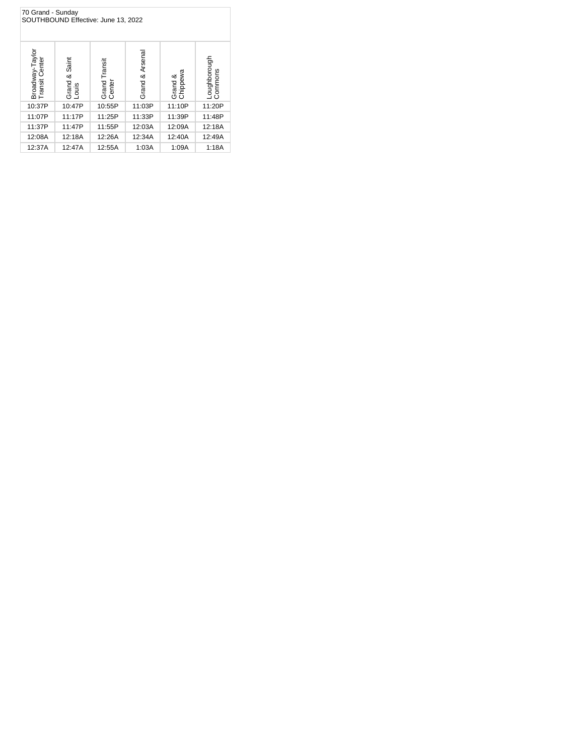70 Grand - Sunday
SOUTHBOUND Effective: June 13, 2022

| Broadway-Taylor Transit Center | Grand & Saint Louis | Grand Transit Center | Grand & Arsenal | Grand & Chippewa | Loughborough Commons |
|---|---|---|---|---|---|
| 10:37P | 10:47P | 10:55P | 11:03P | 11:10P | 11:20P |
| 11:07P | 11:17P | 11:25P | 11:33P | 11:39P | 11:48P |
| 11:37P | 11:47P | 11:55P | 12:03A | 12:09A | 12:18A |
| 12:08A | 12:18A | 12:26A | 12:34A | 12:40A | 12:49A |
| 12:37A | 12:47A | 12:55A | 1:03A | 1:09A | 1:18A |